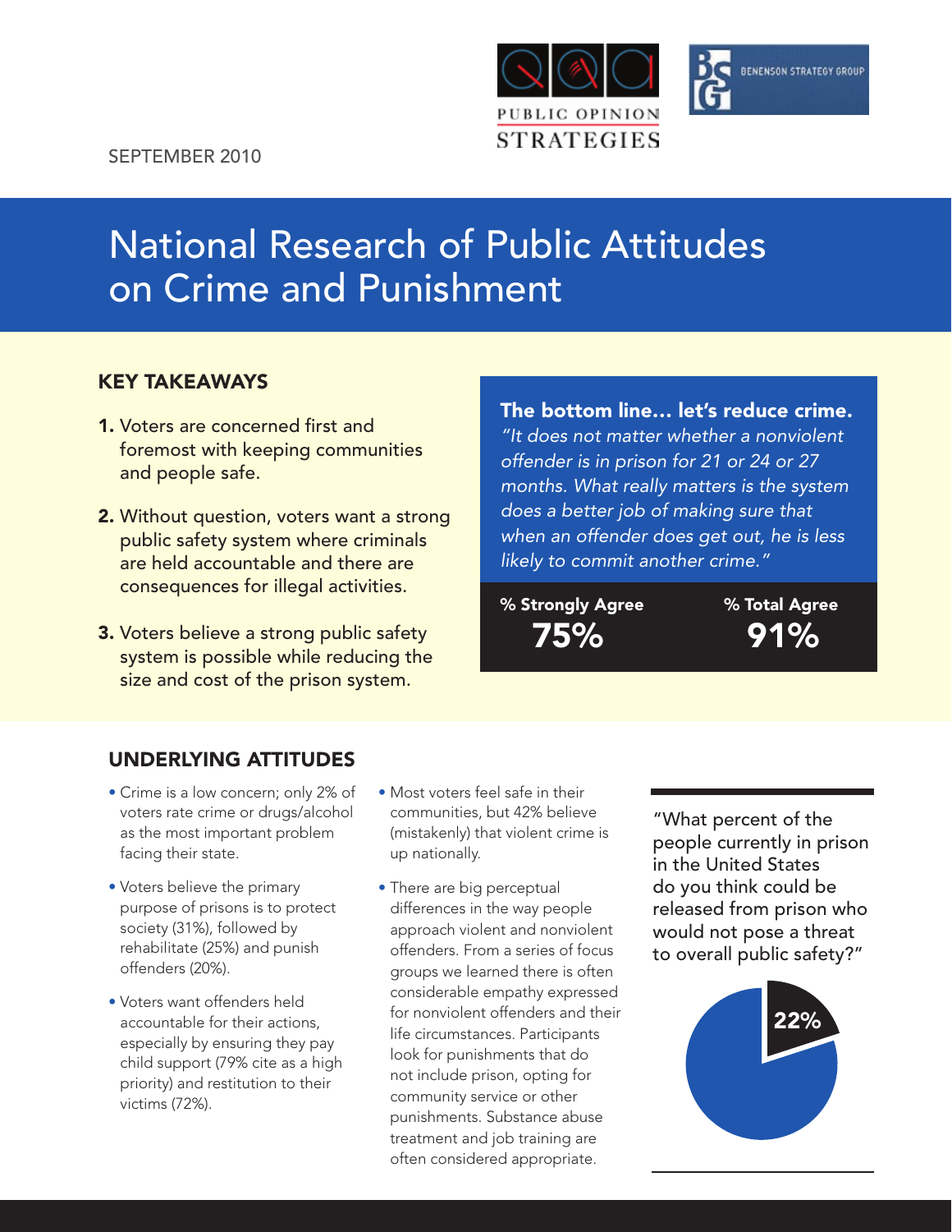PUBLIC OPINION STRATEGIES

BENENSON STRATEGY GROUP

SEPTEMBER 2010

# National Research of Public Attitudes on Crime and Punishment

## KEY TAKEAWAYS

1. Voters are concerned first and foremost with keeping communities and people safe.
2. Without question, voters want a strong public safety system where criminals are held accountable and there are consequences for illegal activities.
3. Voters believe a strong public safety system is possible while reducing the size and cost of the prison system.

**The bottom line... let's reduce crime.**

*"It does not matter whether a nonviolent offender is in prison for 21 or 24 or 27 months. What really matters is the system does a better job of making sure that when an offender does get out, he is less likely to commit another crime."*

| % Strongly Agree | % Total Agree |
|---|---|
| 75% | 91% |

## UNDERLYING ATTITUDES

- Crime is a low concern; only 2% of voters rate crime or drugs/alcohol as the most important problem facing their state.
- Voters believe the primary purpose of prisons is to protect society (31%), followed by rehabilitate (25%) and punish offenders (20%).
- Voters want offenders held accountable for their actions, especially by ensuring they pay child support (79% cite as a high priority) and restitution to their victims (72%).
- Most voters feel safe in their communities, but 42% believe (mistakenly) that violent crime is up nationally.
- There are big perceptual differences in the way people approach violent and nonviolent offenders. From a series of focus groups we learned there is often considerable empathy expressed for nonviolent offenders and their life circumstances. Participants look for punishments that do not include prison, opting for community service or other punishments. Substance abuse treatment and job training are often considered appropriate.

"What percent of the people currently in prison in the United States do you think could be released from prison who would not pose a threat to overall public safety?"

22%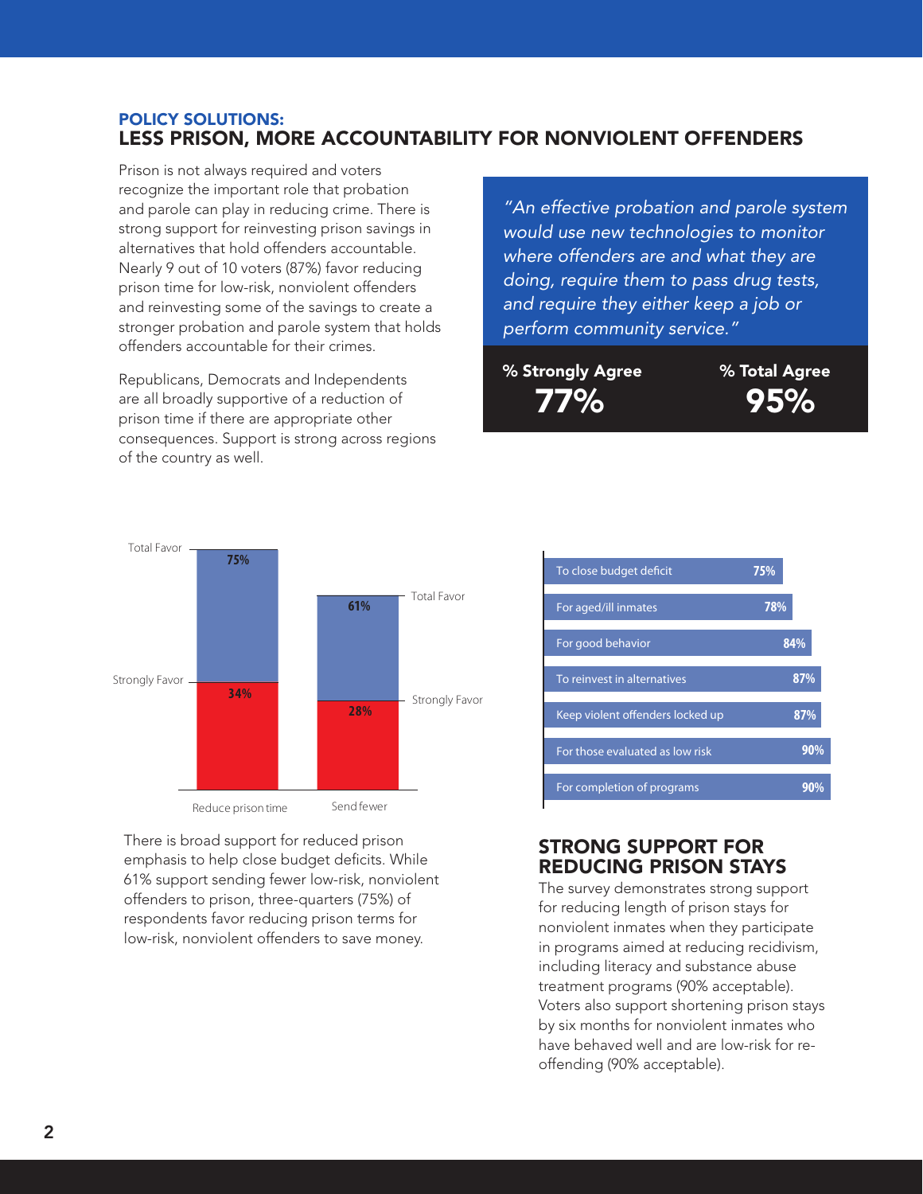## POLICY SOLUTIONS:
## LESS PRISON, MORE ACCOUNTABILITY FOR NONVIOLENT OFFENDERS

Prison is not always required and voters recognize the important role that probation and parole can play in reducing crime. There is strong support for reinvesting prison savings in alternatives that hold offenders accountable. Nearly 9 out of 10 voters (87%) favor reducing prison time for low-risk, nonviolent offenders and reinvesting some of the savings to create a stronger probation and parole system that holds offenders accountable for their crimes.

Republicans, Democrats and Independents are all broadly supportive of a reduction of prison time if there are appropriate other consequences. Support is strong across regions of the country as well.

*"An effective probation and parole system would use new technologies to monitor where offenders are and what they are doing, require them to pass drug tests, and require they either keep a job or perform community service."*

| % Strongly Agree | % Total Agree |
|---|---|
| 77% | 95% |

| | Reduce prison time | Send fewer |
|---|---|---|
| Total Favor | 75% | 61% |
| Strongly Favor | 34% | 28% |

There is broad support for reduced prison emphasis to help close budget deficits. While 61% support sending fewer low-risk, nonviolent offenders to prison, three-quarters (75%) of respondents favor reducing prison terms for low-risk, nonviolent offenders to save money.

| | |
|---|---|
| To close budget deficit | 75% |
| For aged/ill inmates | 78% |
| For good behavior | 84% |
| To reinvest in alternatives | 87% |
| Keep violent offenders locked up | 87% |
| For those evaluated as low risk | 90% |
| For completion of programs | 90% |

## STRONG SUPPORT FOR REDUCING PRISON STAYS

The survey demonstrates strong support for reducing length of prison stays for nonviolent inmates when they participate in programs aimed at reducing recidivism, including literacy and substance abuse treatment programs (90% acceptable). Voters also support shortening prison stays by six months for nonviolent inmates who have behaved well and are low-risk for re-offending (90% acceptable).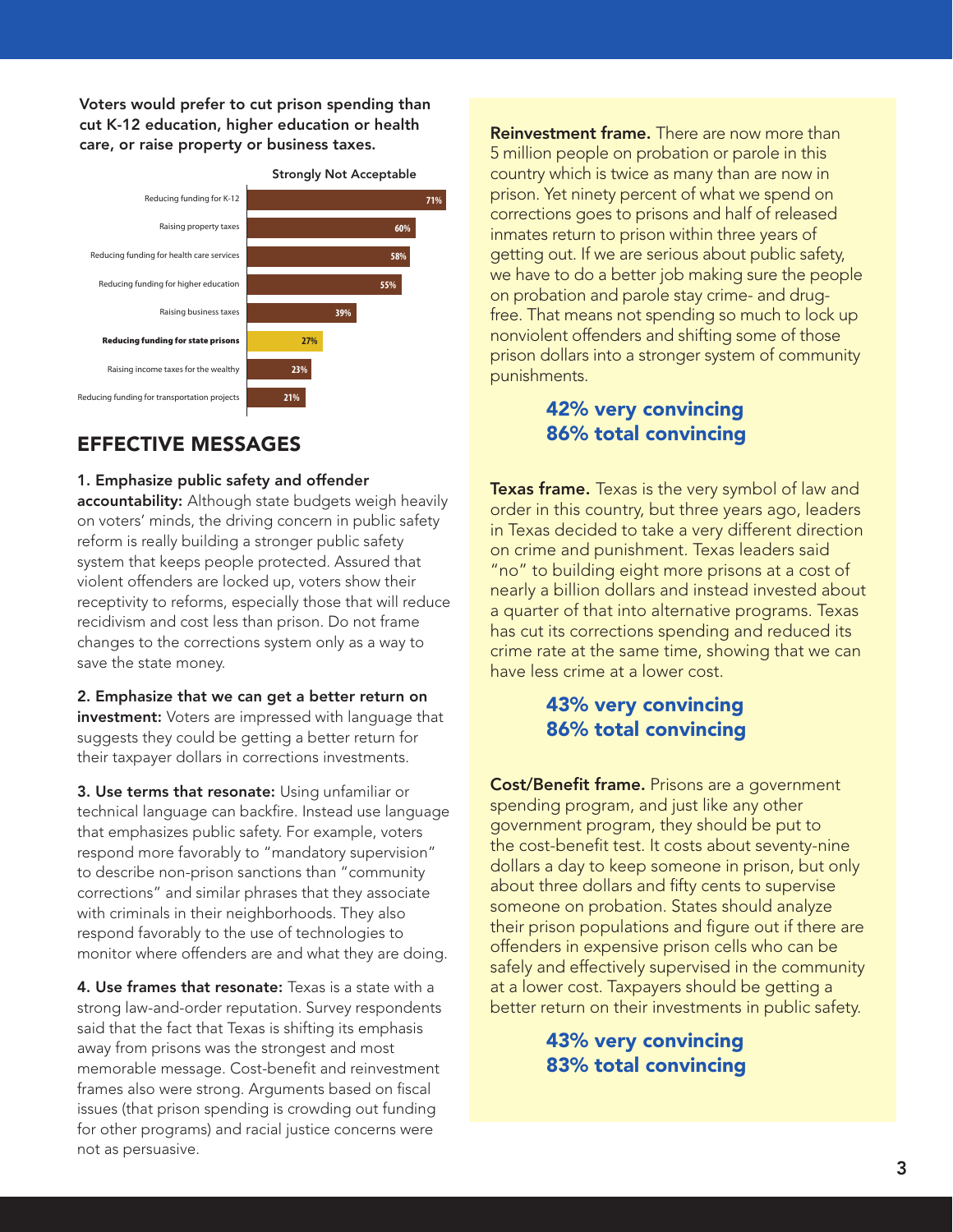**Voters would prefer to cut prison spending than cut K-12 education, higher education or health care, or raise property or business taxes.**

**Strongly Not Acceptable**

| Item | Strongly Not Acceptable |
| --- | --- |
| Reducing funding for K-12 | 71% |
| Raising property taxes | 60% |
| Reducing funding for health care services | 58% |
| Reducing funding for higher education | 55% |
| Raising business taxes | 39% |
| **Reducing funding for state prisons** | 27% |
| Raising income taxes for the wealthy | 23% |
| Reducing funding for transportation projects | 21% |

## EFFECTIVE MESSAGES

**1. Emphasize public safety and offender accountability:** Although state budgets weigh heavily on voters' minds, the driving concern in public safety reform is really building a stronger public safety system that keeps people protected. Assured that violent offenders are locked up, voters show their receptivity to reforms, especially those that will reduce recidivism and cost less than prison. Do not frame changes to the corrections system only as a way to save the state money.

**2. Emphasize that we can get a better return on investment:** Voters are impressed with language that suggests they could be getting a better return for their taxpayer dollars in corrections investments.

**3. Use terms that resonate:** Using unfamiliar or technical language can backfire. Instead use language that emphasizes public safety. For example, voters respond more favorably to "mandatory supervision" to describe non-prison sanctions than "community corrections" and similar phrases that they associate with criminals in their neighborhoods. They also respond favorably to the use of technologies to monitor where offenders are and what they are doing.

**4. Use frames that resonate:** Texas is a state with a strong law-and-order reputation. Survey respondents said that the fact that Texas is shifting its emphasis away from prisons was the strongest and most memorable message. Cost-benefit and reinvestment frames also were strong. Arguments based on fiscal issues (that prison spending is crowding out funding for other programs) and racial justice concerns were not as persuasive.

**Reinvestment frame.** There are now more than 5 million people on probation or parole in this country which is twice as many than are now in prison. Yet ninety percent of what we spend on corrections goes to prisons and half of released inmates return to prison within three years of getting out. If we are serious about public safety, we have to do a better job making sure the people on probation and parole stay crime- and drug-free. That means not spending so much to lock up nonviolent offenders and shifting some of those prison dollars into a stronger system of community punishments.

**42% very convincing**
**86% total convincing**

**Texas frame.** Texas is the very symbol of law and order in this country, but three years ago, leaders in Texas decided to take a very different direction on crime and punishment. Texas leaders said "no" to building eight more prisons at a cost of nearly a billion dollars and instead invested about a quarter of that into alternative programs. Texas has cut its corrections spending and reduced its crime rate at the same time, showing that we can have less crime at a lower cost.

**43% very convincing**
**86% total convincing**

**Cost/Benefit frame.** Prisons are a government spending program, and just like any other government program, they should be put to the cost-benefit test. It costs about seventy-nine dollars a day to keep someone in prison, but only about three dollars and fifty cents to supervise someone on probation. States should analyze their prison populations and figure out if there are offenders in expensive prison cells who can be safely and effectively supervised in the community at a lower cost. Taxpayers should be getting a better return on their investments in public safety.

**43% very convincing**
**83% total convincing**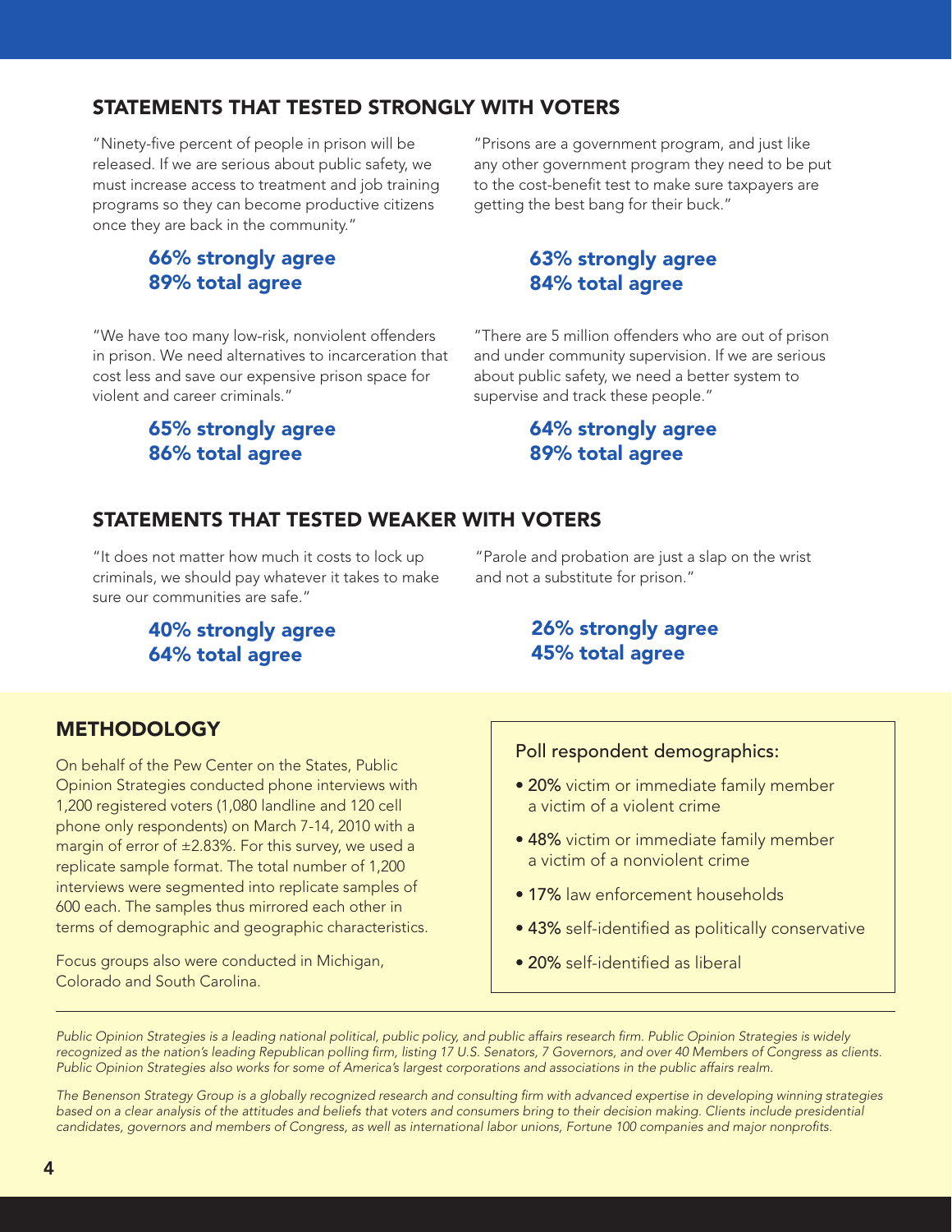## STATEMENTS THAT TESTED STRONGLY WITH VOTERS

"Ninety-five percent of people in prison will be released. If we are serious about public safety, we must increase access to treatment and job training programs so they can become productive citizens once they are back in the community."

**66% strongly agree**
**89% total agree**

"Prisons are a government program, and just like any other government program they need to be put to the cost-benefit test to make sure taxpayers are getting the best bang for their buck."

**63% strongly agree**
**84% total agree**

"We have too many low-risk, nonviolent offenders in prison. We need alternatives to incarceration that cost less and save our expensive prison space for violent and career criminals."

**65% strongly agree**
**86% total agree**

"There are 5 million offenders who are out of prison and under community supervision. If we are serious about public safety, we need a better system to supervise and track these people."

**64% strongly agree**
**89% total agree**

## STATEMENTS THAT TESTED WEAKER WITH VOTERS

"It does not matter how much it costs to lock up criminals, we should pay whatever it takes to make sure our communities are safe."

**40% strongly agree**
**64% total agree**

"Parole and probation are just a slap on the wrist and not a substitute for prison."

**26% strongly agree**
**45% total agree**

## METHODOLOGY

On behalf of the Pew Center on the States, Public Opinion Strategies conducted phone interviews with 1,200 registered voters (1,080 landline and 120 cell phone only respondents) on March 7-14, 2010 with a margin of error of ±2.83%. For this survey, we used a replicate sample format. The total number of 1,200 interviews were segmented into replicate samples of 600 each. The samples thus mirrored each other in terms of demographic and geographic characteristics.

Focus groups also were conducted in Michigan, Colorado and South Carolina.

Poll respondent demographics:

- **20%** victim or immediate family member a victim of a violent crime
- **48%** victim or immediate family member a victim of a nonviolent crime
- **17%** law enforcement households
- **43%** self-identified as politically conservative
- **20%** self-identified as liberal

*Public Opinion Strategies is a leading national political, public policy, and public affairs research firm. Public Opinion Strategies is widely recognized as the nation's leading Republican polling firm, listing 17 U.S. Senators, 7 Governors, and over 40 Members of Congress as clients. Public Opinion Strategies also works for some of America's largest corporations and associations in the public affairs realm.*

*The Benenson Strategy Group is a globally recognized research and consulting firm with advanced expertise in developing winning strategies based on a clear analysis of the attitudes and beliefs that voters and consumers bring to their decision making. Clients include presidential candidates, governors and members of Congress, as well as international labor unions, Fortune 100 companies and major nonprofits.*